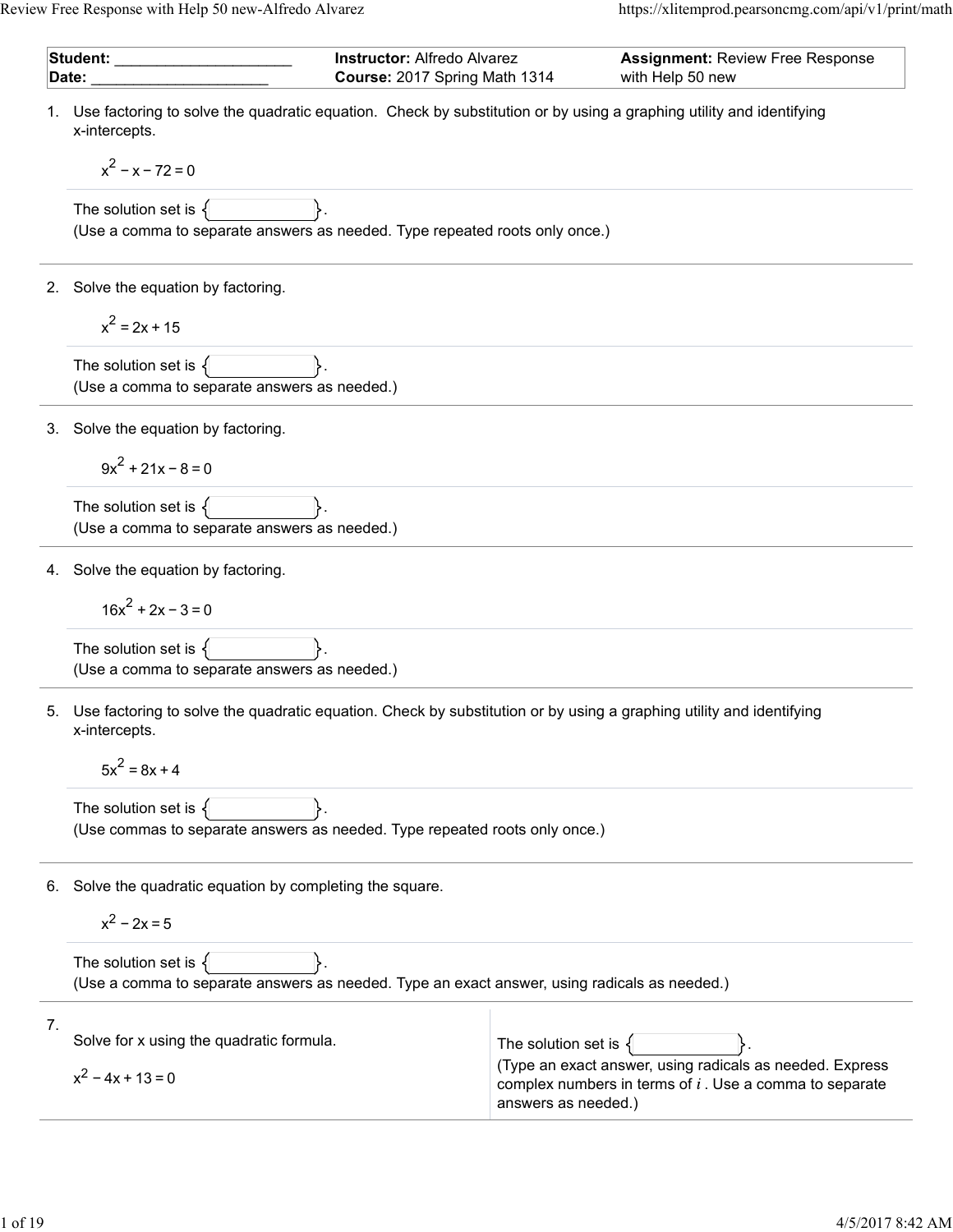| **Student:** ____________________ | **Instructor:** Alfredo Alvarez | **Assignment:** Review Free Response |
| --- | --- | --- |
| **Date:** ____________________ | **Course:** 2017 Spring Math 1314 | with Help 50 new |

1. Use factoring to solve the quadratic equation. Check by substitution or by using a graphing utility and identifying x-intercepts.

   $x^2 - x - 72 = 0$

   The solution set is { ____________ }.
   (Use a comma to separate answers as needed. Type repeated roots only once.)

2. Solve the equation by factoring.

   $x^2 = 2x + 15$

   The solution set is { ____________ }.
   (Use a comma to separate answers as needed.)

3. Solve the equation by factoring.

   $9x^2 + 21x - 8 = 0$

   The solution set is { ____________ }.
   (Use a comma to separate answers as needed.)

4. Solve the equation by factoring.

   $16x^2 + 2x - 3 = 0$

   The solution set is { ____________ }.
   (Use a comma to separate answers as needed.)

5. Use factoring to solve the quadratic equation. Check by substitution or by using a graphing utility and identifying x-intercepts.

   $5x^2 = 8x + 4$

   The solution set is { ____________ }.
   (Use commas to separate answers as needed. Type repeated roots only once.)

6. Solve the quadratic equation by completing the square.

   $x^2 - 2x = 5$

   The solution set is { ____________ }.
   (Use a comma to separate answers as needed. Type an exact answer, using radicals as needed.)

7. Solve for x using the quadratic formula.

   $x^2 - 4x + 13 = 0$

   The solution set is { ____________ }.
   (Type an exact answer, using radicals as needed. Express complex numbers in terms of $i$. Use a comma to separate answers as needed.)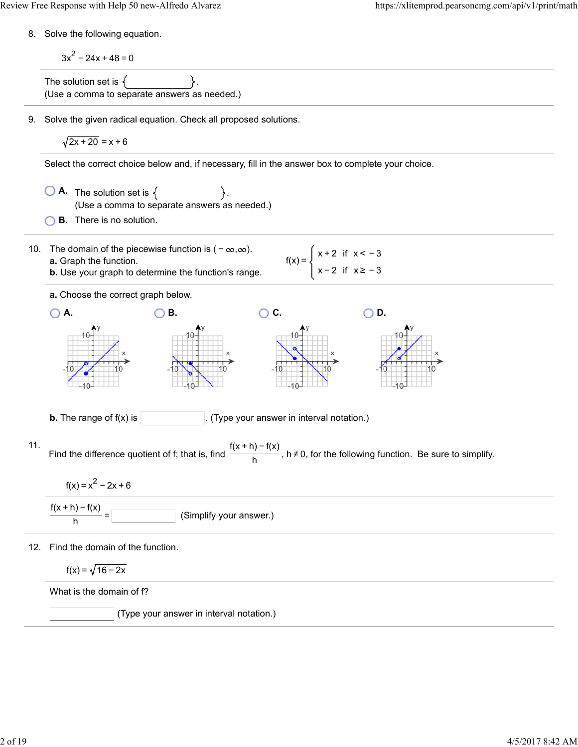8. Solve the following equation.

$$3x^2 - 24x + 48 = 0$$

The solution set is { }.
(Use a comma to separate answers as needed.)

---

9. Solve the given radical equation. Check all proposed solutions.

$$\sqrt{2x + 20} = x + 6$$

Select the correct choice below and, if necessary, fill in the answer box to complete your choice.

- **A.** The solution set is { }.
  (Use a comma to separate answers as needed.)
- **B.** There is no solution.

---

10. The domain of the piecewise function is $(-\infty, \infty)$.

**a.** Graph the function.
**b.** Use your graph to determine the function's range.

$$f(x) = \begin{cases} x + 2 & \text{if } x < -3 \\ x - 2 & \text{if } x \geq -3 \end{cases}$$

**a.** Choose the correct graph below.

- **A.**
- **B.**
- **C.**
- **D.**

**b.** The range of f(x) is ______. (Type your answer in interval notation.)

---

11. Find the difference quotient of f; that is, find $\frac{f(x + h) - f(x)}{h}$, $h \neq 0$, for the following function. Be sure to simplify.

$$f(x) = x^2 - 2x + 6$$

$\frac{f(x + h) - f(x)}{h} =$ ______ (Simplify your answer.)

---

12. Find the domain of the function.

$$f(x) = \sqrt{16 - 2x}$$

What is the domain of f?

______ (Type your answer in interval notation.)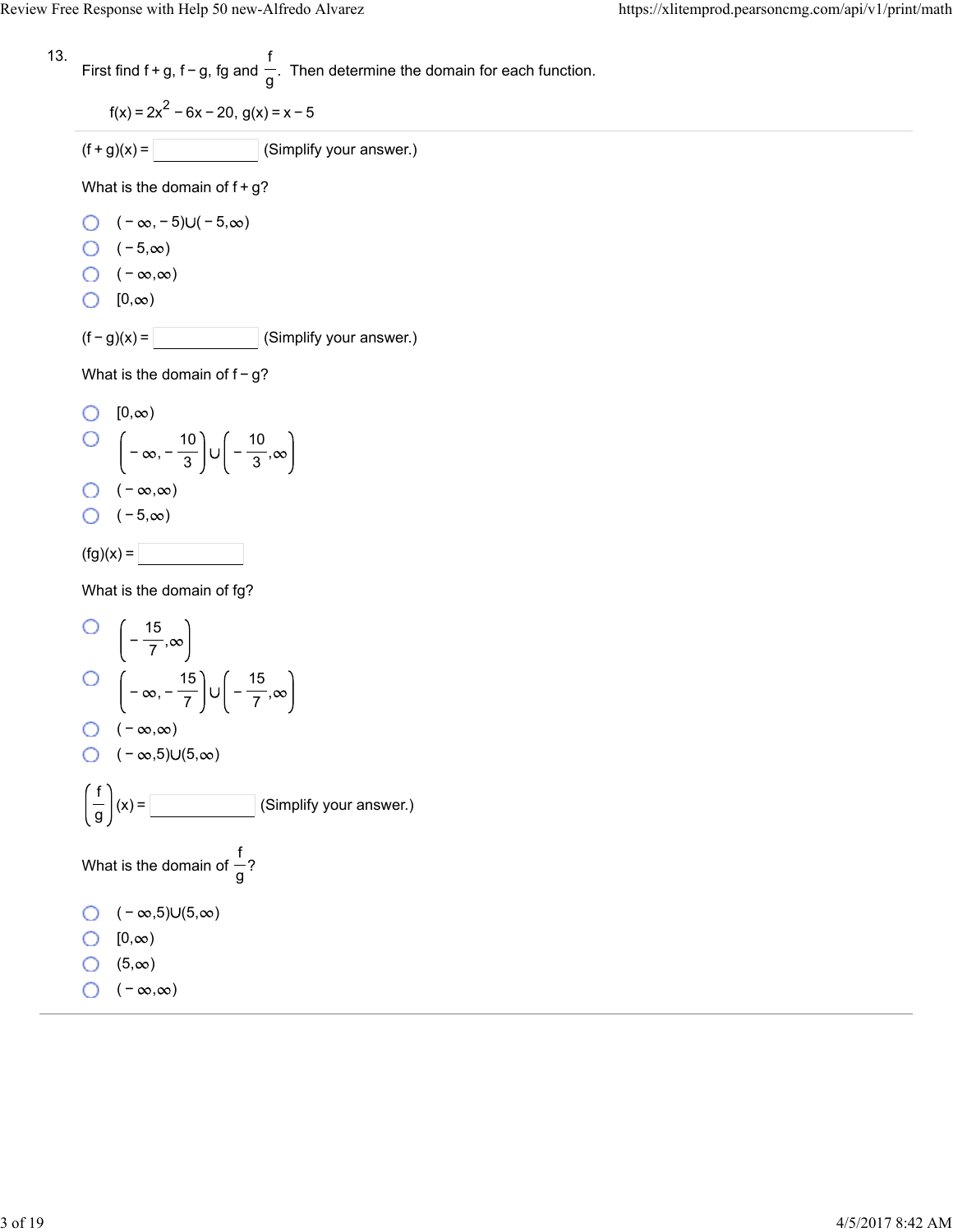13. First find f + g, f − g, fg and $\frac{f}{g}$. Then determine the domain for each function.

$f(x) = 2x^2 - 6x - 20$, $g(x) = x - 5$

---

$(f + g)(x) =$ ______ (Simplify your answer.)

What is the domain of f + g?

- $(-\infty, -5) \cup (-5, \infty)$
- $(-5, \infty)$
- $(-\infty, \infty)$
- $[0, \infty)$

$(f - g)(x) =$ ______ (Simplify your answer.)

What is the domain of f − g?

- $[0, \infty)$
- $\left(-\infty, -\frac{10}{3}\right) \cup \left(-\frac{10}{3}, \infty\right)$
- $(-\infty, \infty)$
- $(-5, \infty)$

$(fg)(x) =$ ______

What is the domain of fg?

- $\left(-\frac{15}{7}, \infty\right)$
- $\left(-\infty, -\frac{15}{7}\right) \cup \left(-\frac{15}{7}, \infty\right)$
- $(-\infty, \infty)$
- $(-\infty, 5) \cup (5, \infty)$

$\left(\frac{f}{g}\right)(x) =$ ______ (Simplify your answer.)

What is the domain of $\frac{f}{g}$?

- $(-\infty, 5) \cup (5, \infty)$
- $[0, \infty)$
- $(5, \infty)$
- $(-\infty, \infty)$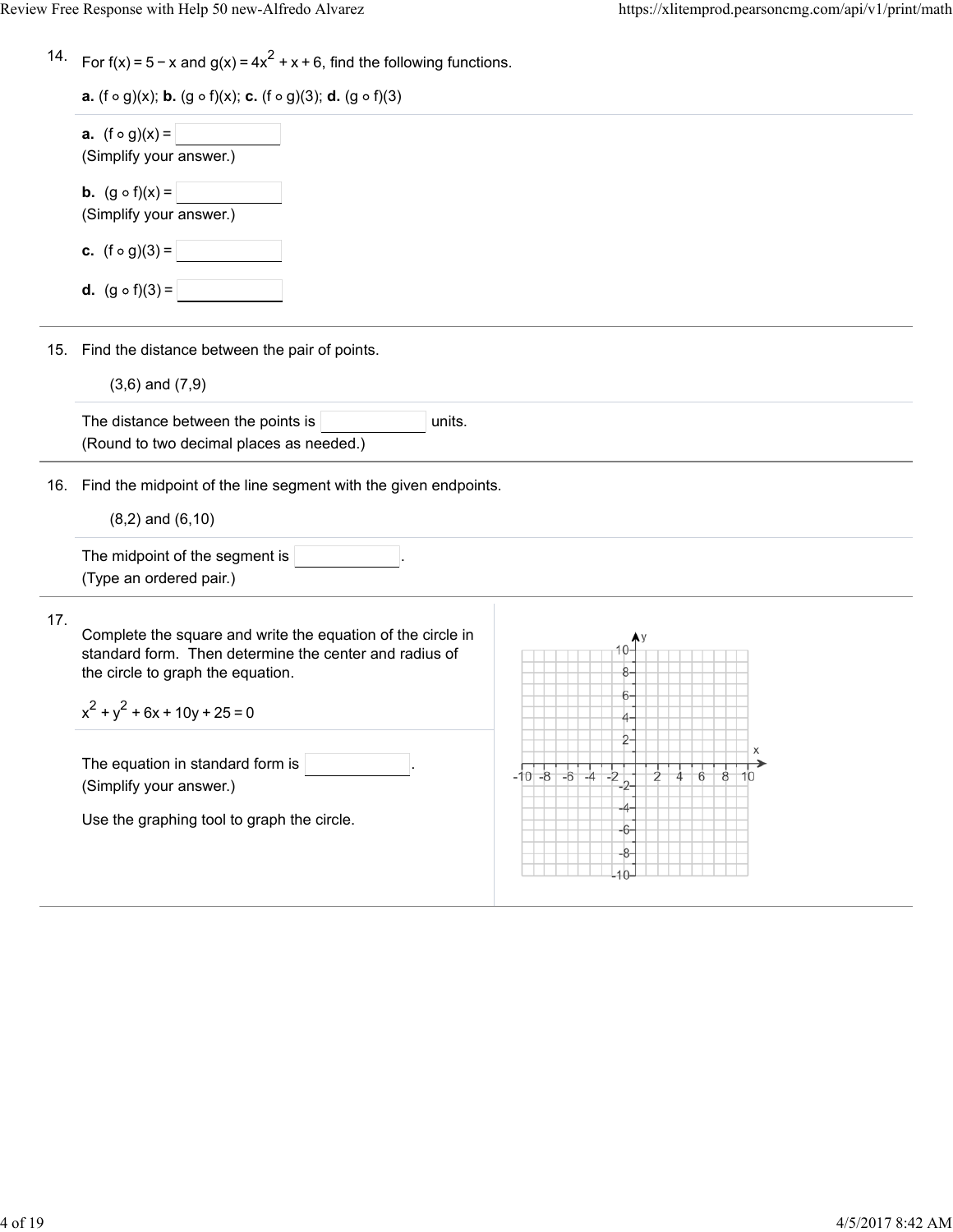14. For $f(x) = 5 - x$ and $g(x) = 4x^2 + x + 6$, find the following functions.

**a.** $(f \circ g)(x)$; **b.** $(g \circ f)(x)$; **c.** $(f \circ g)(3)$; **d.** $(g \circ f)(3)$

**a.** $(f \circ g)(x) =$ ____________
(Simplify your answer.)

**b.** $(g \circ f)(x) =$ ____________
(Simplify your answer.)

**c.** $(f \circ g)(3) =$ ____________

**d.** $(g \circ f)(3) =$ ____________

---

15. Find the distance between the pair of points.

(3,6) and (7,9)

The distance between the points is ____________ units.
(Round to two decimal places as needed.)

---

16. Find the midpoint of the line segment with the given endpoints.

(8,2) and (6,10)

The midpoint of the segment is ____________.
(Type an ordered pair.)

---

17. Complete the square and write the equation of the circle in standard form. Then determine the center and radius of the circle to graph the equation.

$x^2 + y^2 + 6x + 10y + 25 = 0$

The equation in standard form is ____________.
(Simplify your answer.)

Use the graphing tool to graph the circle.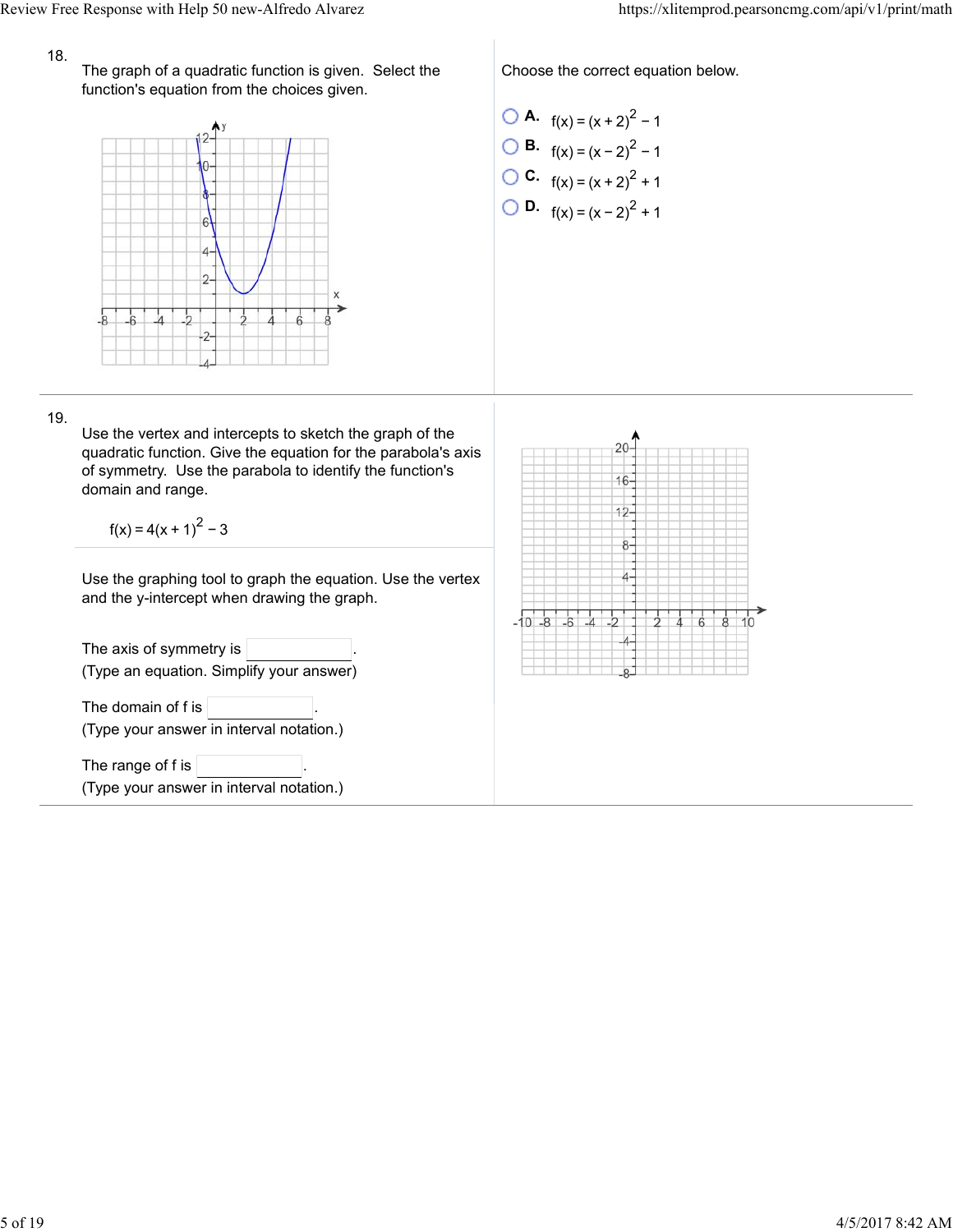18.

The graph of a quadratic function is given. Select the function's equation from the choices given.

Choose the correct equation below.

- A. $f(x) = (x+2)^2 - 1$
- B. $f(x) = (x-2)^2 - 1$
- C. $f(x) = (x+2)^2 + 1$
- D. $f(x) = (x-2)^2 + 1$

19.

Use the vertex and intercepts to sketch the graph of the quadratic function. Give the equation for the parabola's axis of symmetry. Use the parabola to identify the function's domain and range.

$$f(x) = 4(x+1)^2 - 3$$

Use the graphing tool to graph the equation. Use the vertex and the y-intercept when drawing the graph.

The axis of symmetry is ________.
(Type an equation. Simplify your answer)

The domain of f is ________.
(Type your answer in interval notation.)

The range of f is ________.
(Type your answer in interval notation.)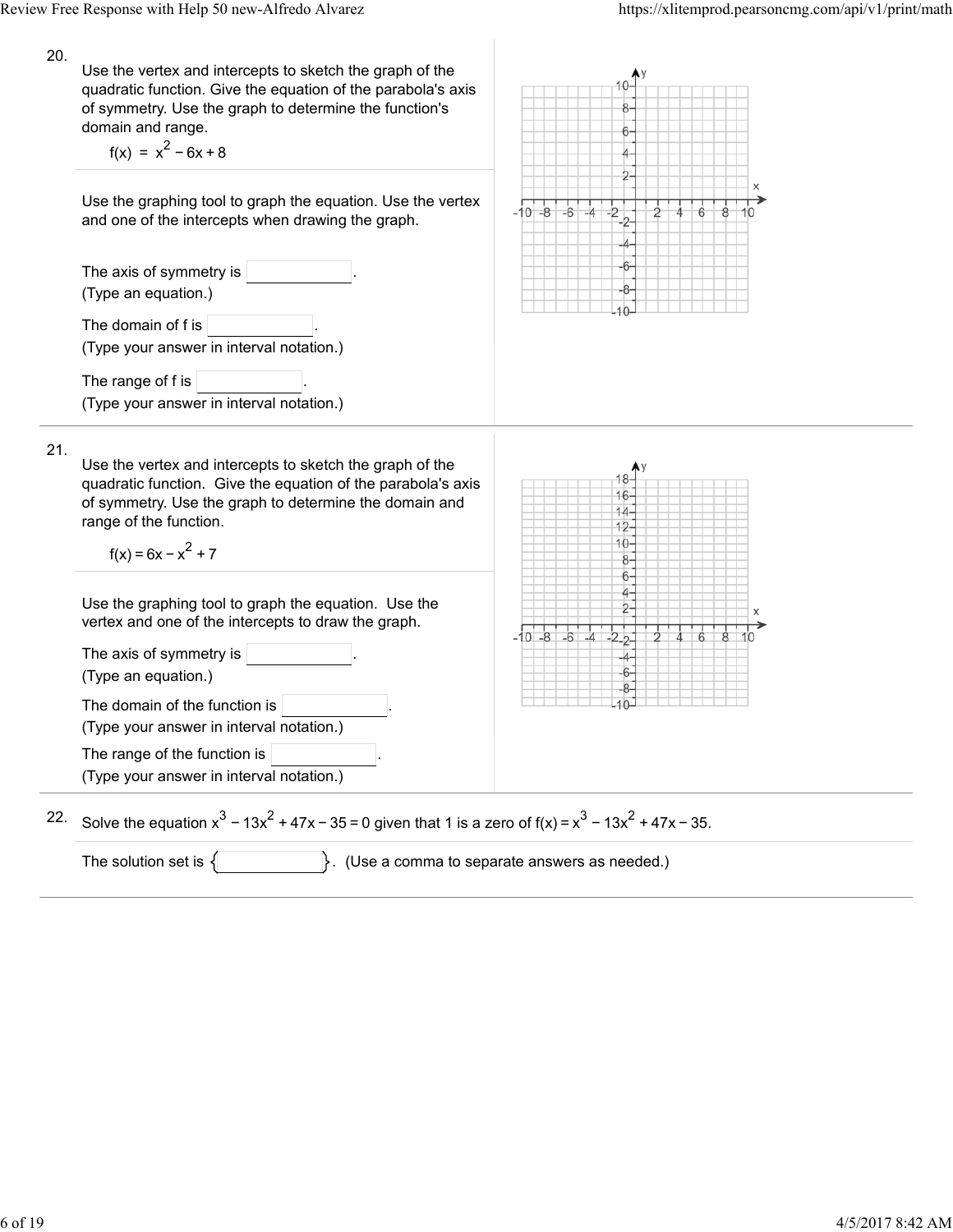20.

Use the vertex and intercepts to sketch the graph of the quadratic function. Give the equation of the parabola's axis of symmetry. Use the graph to determine the function's domain and range.

$f(x) = x^2 - 6x + 8$

Use the graphing tool to graph the equation. Use the vertex and one of the intercepts when drawing the graph.

The axis of symmetry is ________.
(Type an equation.)

The domain of f is ________.
(Type your answer in interval notation.)

The range of f is ________.
(Type your answer in interval notation.)

21.

Use the vertex and intercepts to sketch the graph of the quadratic function. Give the equation of the parabola's axis of symmetry. Use the graph to determine the domain and range of the function.

$f(x) = 6x - x^2 + 7$

Use the graphing tool to graph the equation. Use the vertex and one of the intercepts to draw the graph.

The axis of symmetry is ________.
(Type an equation.)

The domain of the function is ________.
(Type your answer in interval notation.)

The range of the function is ________.
(Type your answer in interval notation.)

22.

Solve the equation $x^3 - 13x^2 + 47x - 35 = 0$ given that 1 is a zero of $f(x) = x^3 - 13x^2 + 47x - 35$.

The solution set is { ________ }. (Use a comma to separate answers as needed.)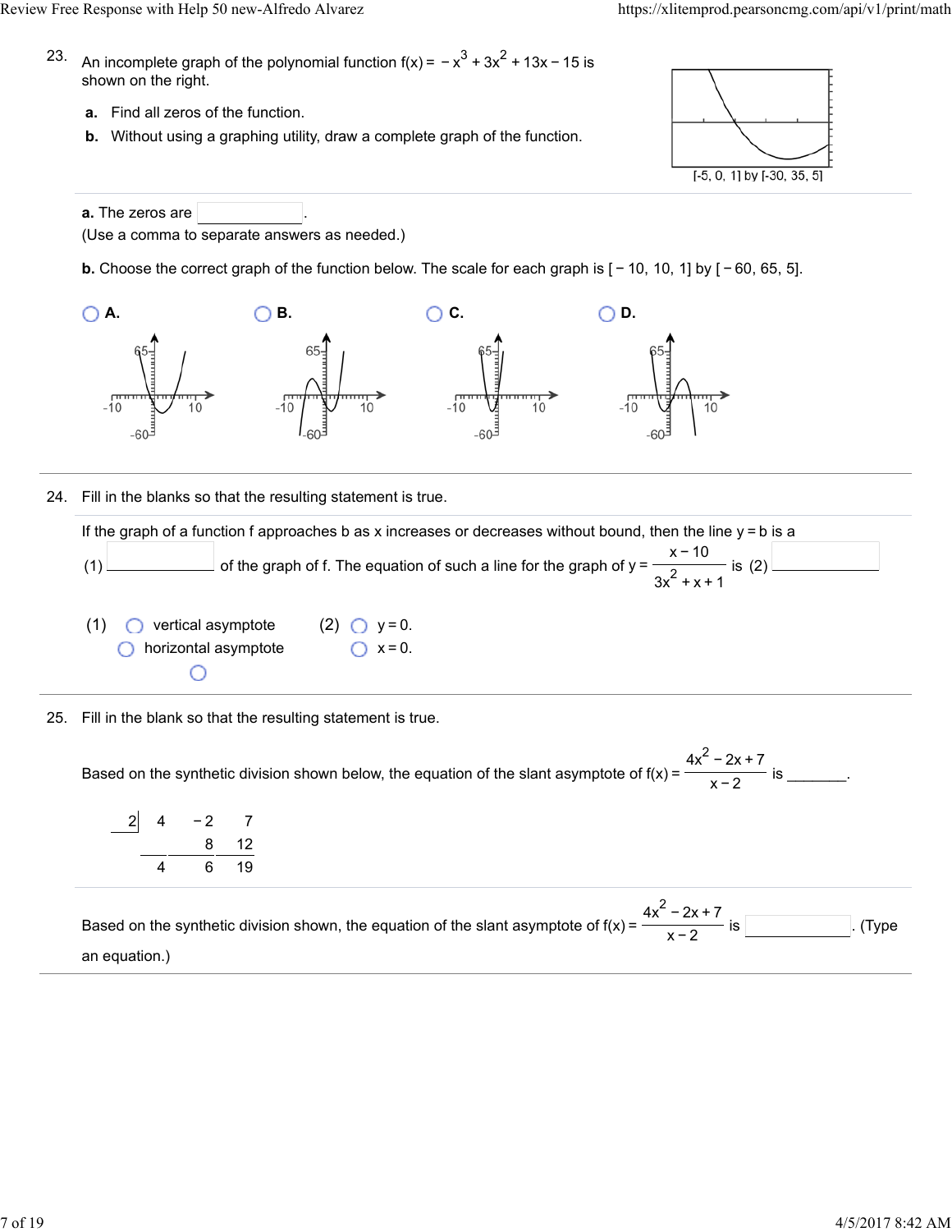23. An incomplete graph of the polynomial function $f(x) = -x^3 + 3x^2 + 13x - 15$ is shown on the right.

**a.** Find all zeros of the function.

**b.** Without using a graphing utility, draw a complete graph of the function.

[-5, 0, 1] by [-30, 35, 5]

**a.** The zeros are ______.
(Use a comma to separate answers as needed.)

**b.** Choose the correct graph of the function below. The scale for each graph is [ − 10, 10, 1] by [ − 60, 65, 5].

○ **A.** ○ **B.** ○ **C.** ○ **D.**

---

24. Fill in the blanks so that the resulting statement is true.

If the graph of a function f approaches b as x increases or decreases without bound, then the line y = b is a (1) ______ of the graph of f. The equation of such a line for the graph of $y = \dfrac{x - 10}{3x^2 + x + 1}$ is (2) ______

(1) ○ vertical asymptote
○ horizontal asymptote
○

(2) ○ y = 0.
○ x = 0.

---

25. Fill in the blank so that the resulting statement is true.

Based on the synthetic division shown below, the equation of the slant asymptote of $f(x) = \dfrac{4x^2 - 2x + 7}{x - 2}$ is _______.

```
2 |  4   -2    7
          8   12
    ----------------
     4    6   19
```

Based on the synthetic division shown, the equation of the slant asymptote of $f(x) = \dfrac{4x^2 - 2x + 7}{x - 2}$ is ______. (Type an equation.)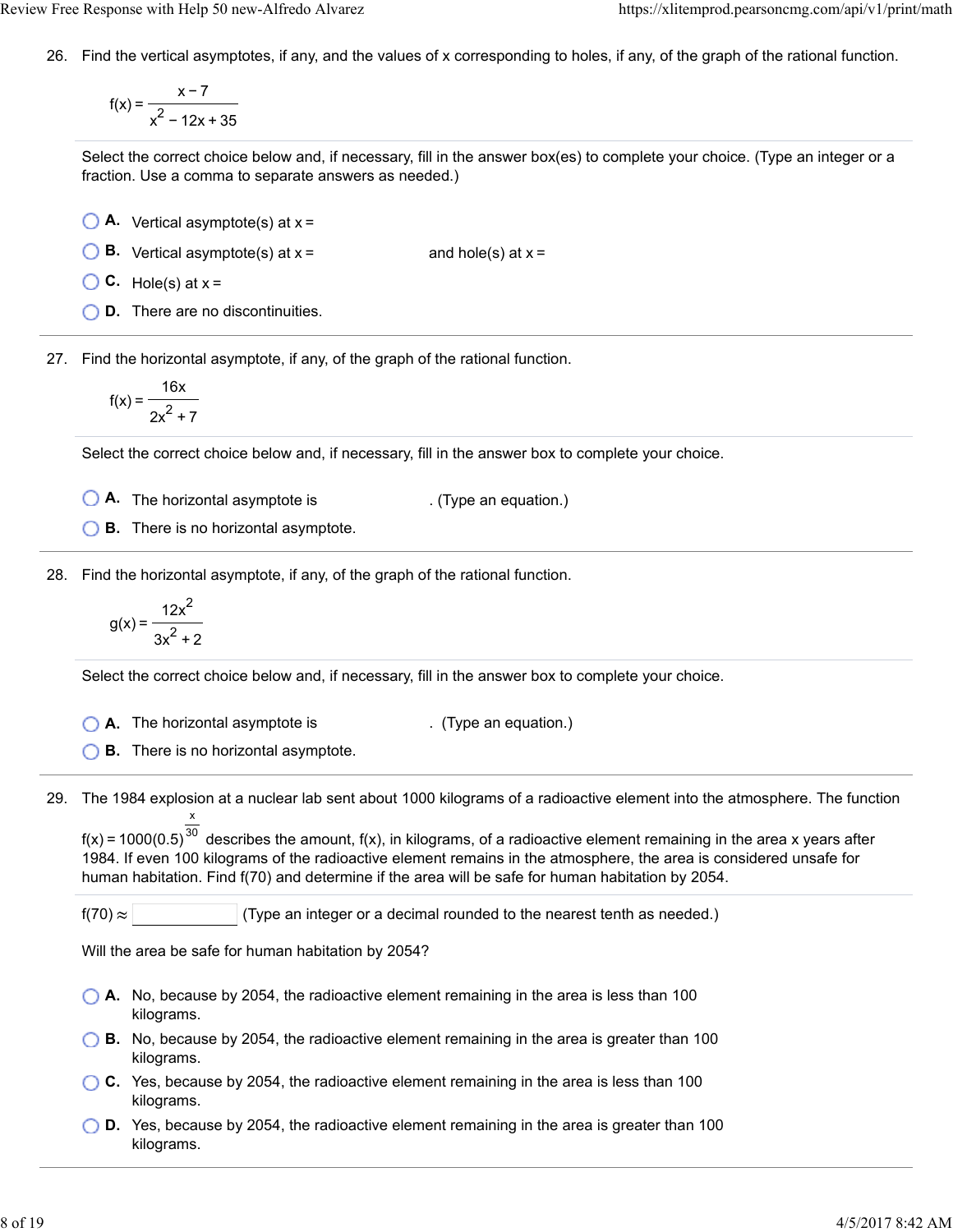26. Find the vertical asymptotes, if any, and the values of x corresponding to holes, if any, of the graph of the rational function.

$$f(x) = \frac{x - 7}{x^2 - 12x + 35}$$

Select the correct choice below and, if necessary, fill in the answer box(es) to complete your choice. (Type an integer or a fraction. Use a comma to separate answers as needed.)

- **A.** Vertical asymptote(s) at x =
- **B.** Vertical asymptote(s) at x = and hole(s) at x =
- **C.** Hole(s) at x =
- **D.** There are no discontinuities.

---

27. Find the horizontal asymptote, if any, of the graph of the rational function.

$$f(x) = \frac{16x}{2x^2 + 7}$$

Select the correct choice below and, if necessary, fill in the answer box to complete your choice.

- **A.** The horizontal asymptote is . (Type an equation.)
- **B.** There is no horizontal asymptote.

---

28. Find the horizontal asymptote, if any, of the graph of the rational function.

$$g(x) = \frac{12x^2}{3x^2 + 2}$$

Select the correct choice below and, if necessary, fill in the answer box to complete your choice.

- **A.** The horizontal asymptote is . (Type an equation.)
- **B.** There is no horizontal asymptote.

---

29. The 1984 explosion at a nuclear lab sent about 1000 kilograms of a radioactive element into the atmosphere. The function $f(x) = 1000(0.5)^{\frac{x}{30}}$ describes the amount, f(x), in kilograms, of a radioactive element remaining in the area x years after 1984. If even 100 kilograms of the radioactive element remains in the atmosphere, the area is considered unsafe for human habitation. Find f(70) and determine if the area will be safe for human habitation by 2054.

$f(70) \approx$ ____ (Type an integer or a decimal rounded to the nearest tenth as needed.)

Will the area be safe for human habitation by 2054?

- **A.** No, because by 2054, the radioactive element remaining in the area is less than 100 kilograms.
- **B.** No, because by 2054, the radioactive element remaining in the area is greater than 100 kilograms.
- **C.** Yes, because by 2054, the radioactive element remaining in the area is less than 100 kilograms.
- **D.** Yes, because by 2054, the radioactive element remaining in the area is greater than 100 kilograms.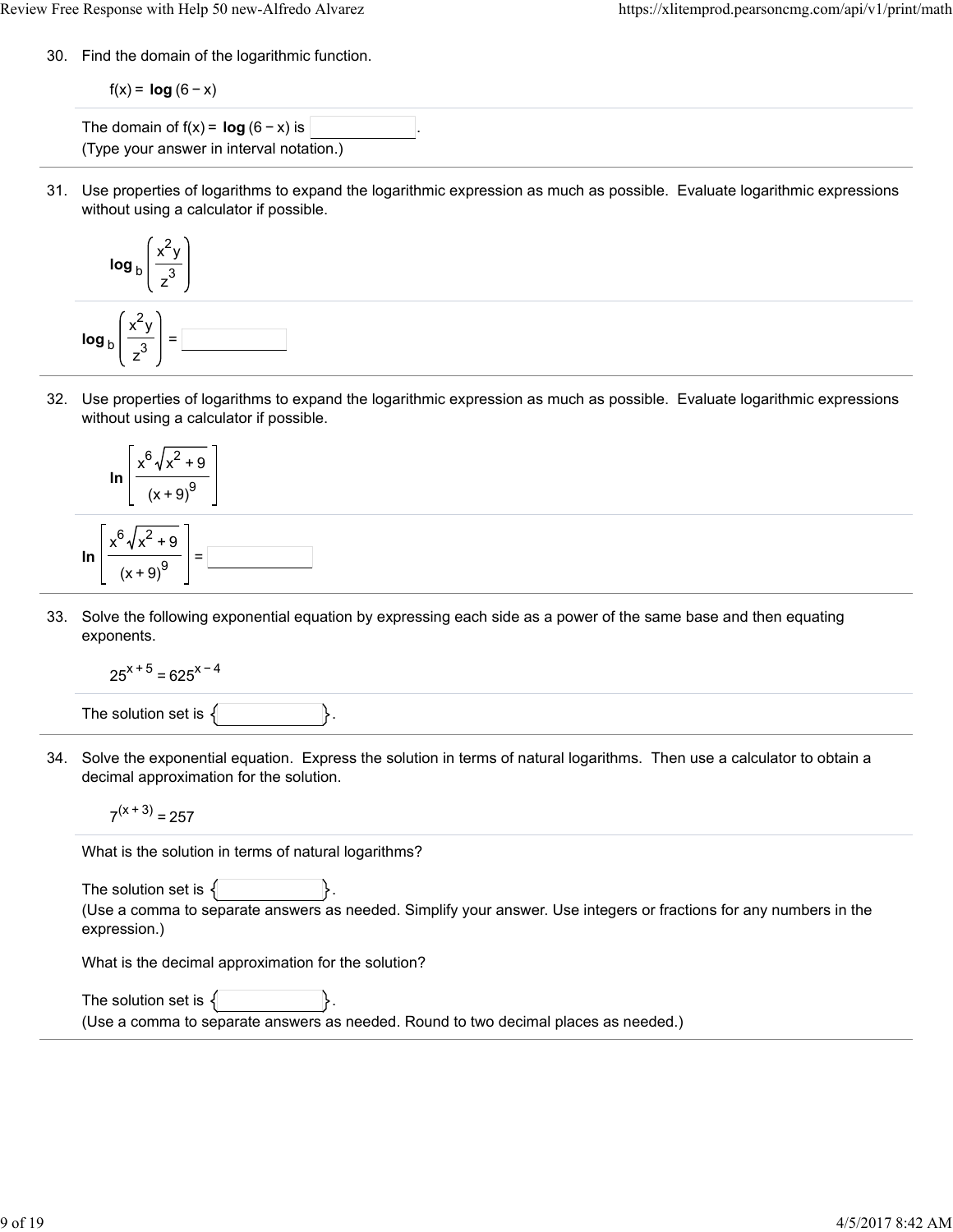30. Find the domain of the logarithmic function.

$f(x) = \log(6 - x)$

The domain of $f(x) = \log(6 - x)$ is ____________.
(Type your answer in interval notation.)

31. Use properties of logarithms to expand the logarithmic expression as much as possible. Evaluate logarithmic expressions without using a calculator if possible.

$$\log_b \left( \frac{x^2 y}{z^3} \right)$$

$\log_b \left( \frac{x^2 y}{z^3} \right) =$ ____________

32. Use properties of logarithms to expand the logarithmic expression as much as possible. Evaluate logarithmic expressions without using a calculator if possible.

$$\ln \left[ \frac{x^6 \sqrt{x^2 + 9}}{(x + 9)^9} \right]$$

$\ln \left[ \frac{x^6 \sqrt{x^2 + 9}}{(x + 9)^9} \right] =$ ____________

33. Solve the following exponential equation by expressing each side as a power of the same base and then equating exponents.

$25^{x + 5} = 625^{x - 4}$

The solution set is { ____________ }.

34. Solve the exponential equation. Express the solution in terms of natural logarithms. Then use a calculator to obtain a decimal approximation for the solution.

$7^{(x + 3)} = 257$

What is the solution in terms of natural logarithms?

The solution set is { ____________ }.
(Use a comma to separate answers as needed. Simplify your answer. Use integers or fractions for any numbers in the expression.)

What is the decimal approximation for the solution?

The solution set is { ____________ }.
(Use a comma to separate answers as needed. Round to two decimal places as needed.)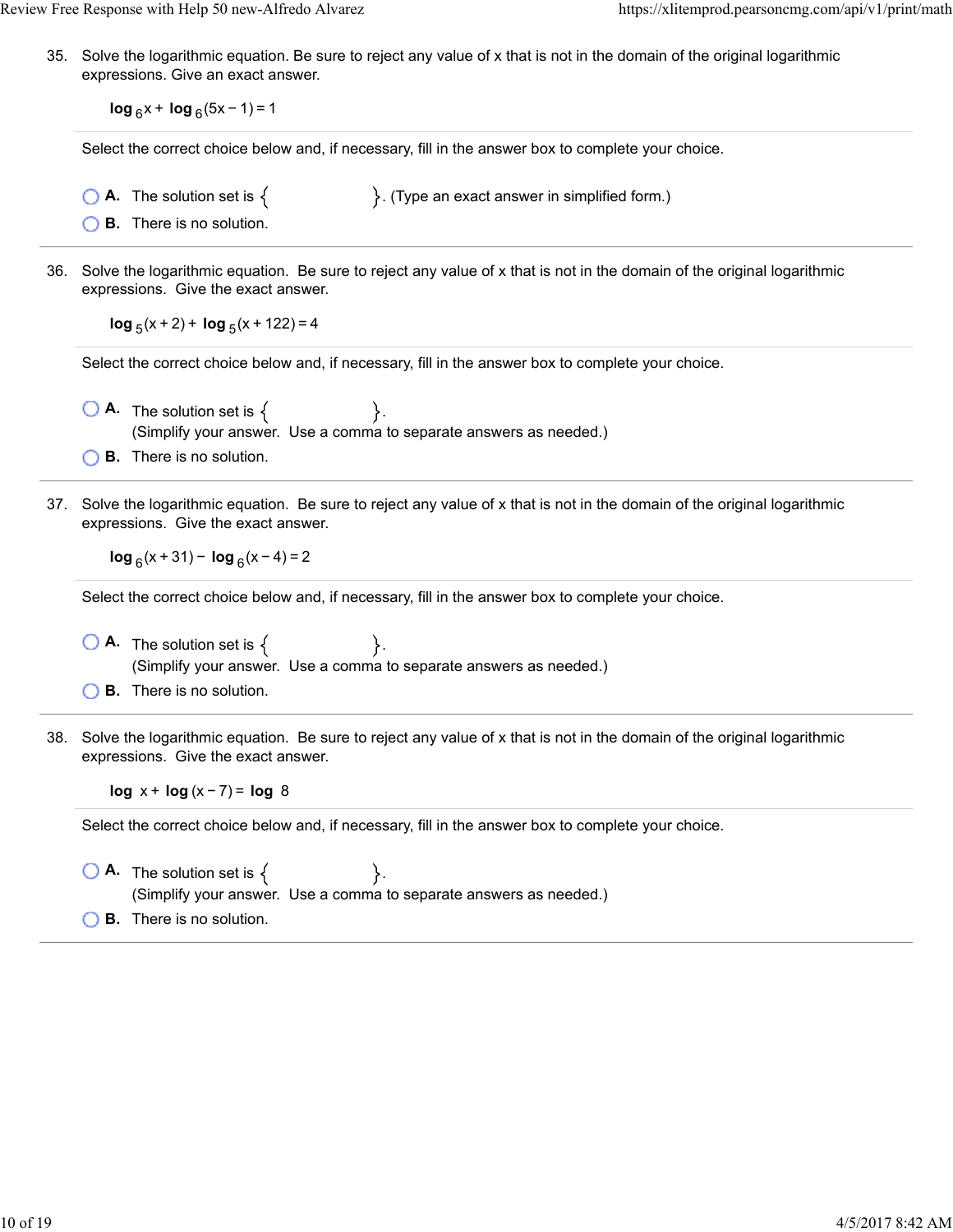35. Solve the logarithmic equation. Be sure to reject any value of x that is not in the domain of the original logarithmic expressions. Give an exact answer.

$$\log_6 x + \log_6 (5x - 1) = 1$$

Select the correct choice below and, if necessary, fill in the answer box to complete your choice.

- **A.** The solution set is $\{\quad\}$. (Type an exact answer in simplified form.)
- **B.** There is no solution.

---

36. Solve the logarithmic equation. Be sure to reject any value of x that is not in the domain of the original logarithmic expressions. Give the exact answer.

$$\log_5 (x + 2) + \log_5 (x + 122) = 4$$

Select the correct choice below and, if necessary, fill in the answer box to complete your choice.

- **A.** The solution set is $\{\quad\}$.
  (Simplify your answer. Use a comma to separate answers as needed.)
- **B.** There is no solution.

---

37. Solve the logarithmic equation. Be sure to reject any value of x that is not in the domain of the original logarithmic expressions. Give the exact answer.

$$\log_6 (x + 31) - \log_6 (x - 4) = 2$$

Select the correct choice below and, if necessary, fill in the answer box to complete your choice.

- **A.** The solution set is $\{\quad\}$.
  (Simplify your answer. Use a comma to separate answers as needed.)
- **B.** There is no solution.

---

38. Solve the logarithmic equation. Be sure to reject any value of x that is not in the domain of the original logarithmic expressions. Give the exact answer.

$$\log x + \log (x - 7) = \log 8$$

Select the correct choice below and, if necessary, fill in the answer box to complete your choice.

- **A.** The solution set is $\{\quad\}$.
  (Simplify your answer. Use a comma to separate answers as needed.)
- **B.** There is no solution.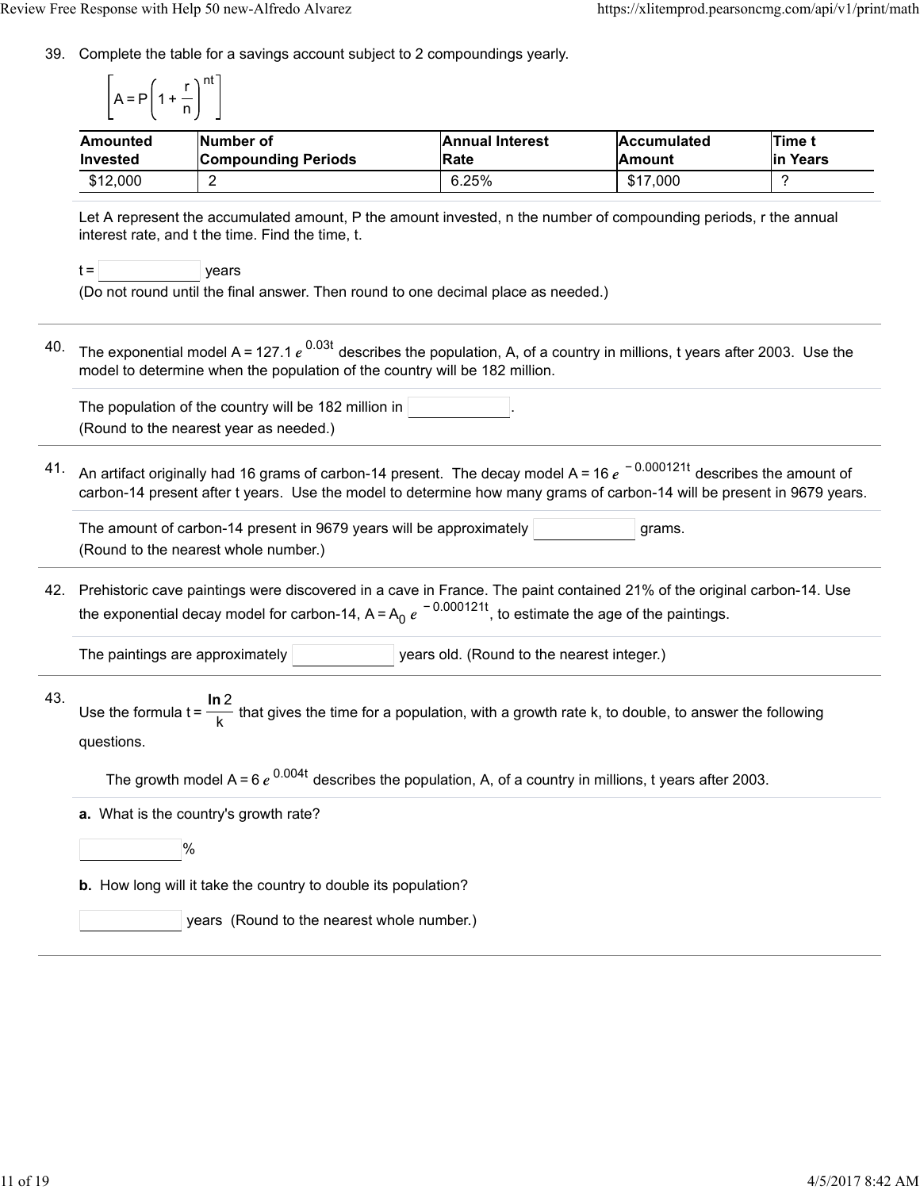39. Complete the table for a savings account subject to 2 compoundings yearly.

$$\left[A = P\left(1 + \frac{r}{n}\right)^{nt}\right]$$

| Amounted Invested | Number of Compounding Periods | Annual Interest Rate | Accumulated Amount | Time t in Years |
|---|---|---|---|---|
| $12,000 | 2 | 6.25% | $17,000 | ? |

Let A represent the accumulated amount, P the amount invested, n the number of compounding periods, r the annual interest rate, and t the time. Find the time, t.

t = ______ years

(Do not round until the final answer. Then round to one decimal place as needed.)

40. The exponential model $A = 127.1\,e^{0.03t}$ describes the population, A, of a country in millions, t years after 2003. Use the model to determine when the population of the country will be 182 million.

The population of the country will be 182 million in ______.

(Round to the nearest year as needed.)

41. An artifact originally had 16 grams of carbon-14 present. The decay model $A = 16\,e^{-0.000121t}$ describes the amount of carbon-14 present after t years. Use the model to determine how many grams of carbon-14 will be present in 9679 years.

The amount of carbon-14 present in 9679 years will be approximately ______ grams.

(Round to the nearest whole number.)

42. Prehistoric cave paintings were discovered in a cave in France. The paint contained 21% of the original carbon-14. Use the exponential decay model for carbon-14, $A = A_0\,e^{-0.000121t}$, to estimate the age of the paintings.

The paintings are approximately ______ years old. (Round to the nearest integer.)

43. Use the formula $t = \dfrac{\ln 2}{k}$ that gives the time for a population, with a growth rate k, to double, to answer the following questions.

The growth model $A = 6\,e^{0.004t}$ describes the population, A, of a country in millions, t years after 2003.

**a.** What is the country's growth rate?

______ %

**b.** How long will it take the country to double its population?

______ years (Round to the nearest whole number.)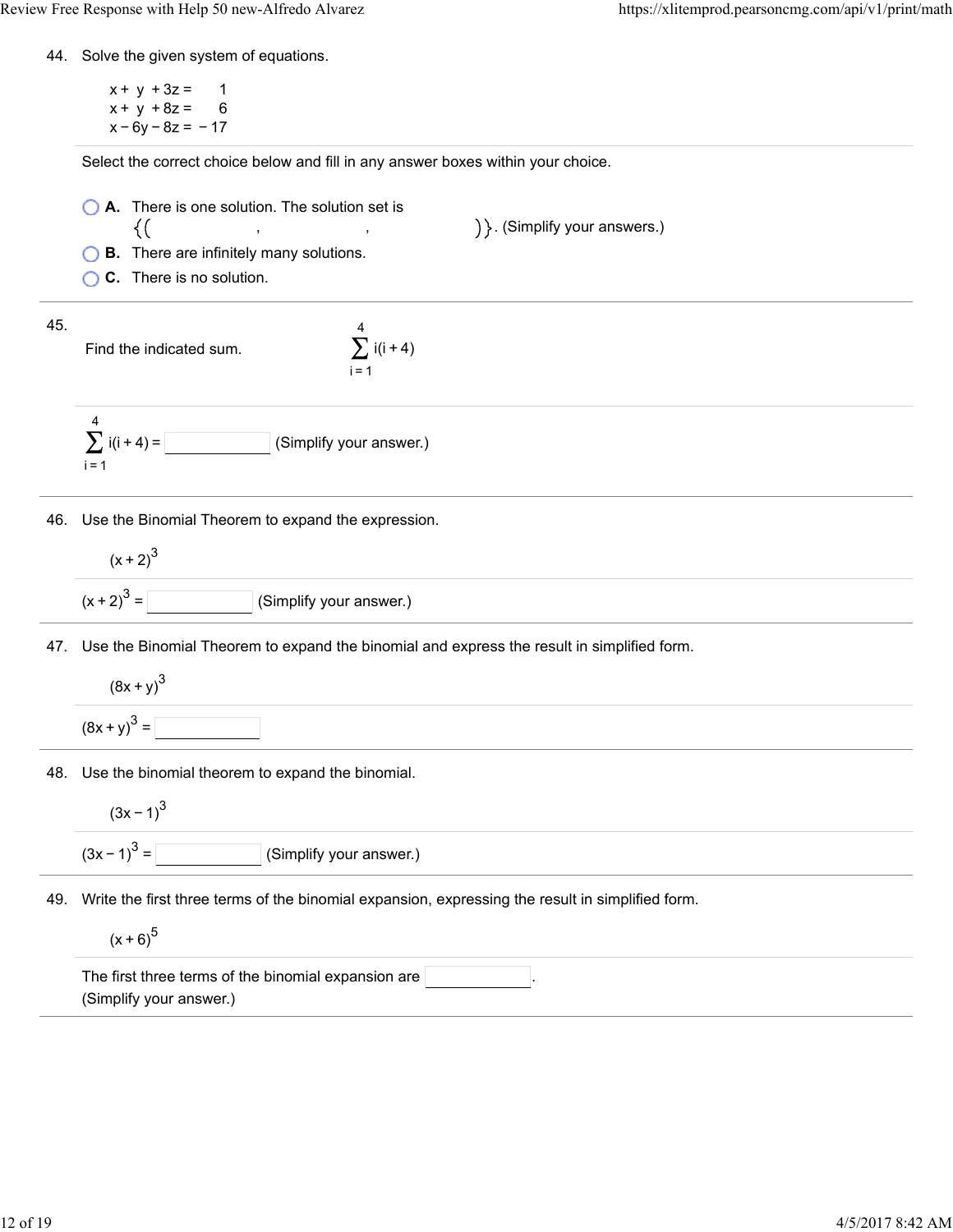44. Solve the given system of equations.

$$\begin{aligned} x + y + 3z &= 1 \\ x + y + 8z &= 6 \\ x - 6y - 8z &= -17 \end{aligned}$$

Select the correct choice below and fill in any answer boxes within your choice.

- **A.** There is one solution. The solution set is $\{(\ \_\_\_\ ,\ \_\_\_\ ,\ \_\_\_\ )\}$. (Simplify your answers.)
- **B.** There are infinitely many solutions.
- **C.** There is no solution.

45. Find the indicated sum. $\displaystyle\sum_{i=1}^{4} i(i+4)$

$\displaystyle\sum_{i=1}^{4} i(i+4) =$ ______ (Simplify your answer.)

46. Use the Binomial Theorem to expand the expression.

$(x+2)^3$

$(x+2)^3 =$ ______ (Simplify your answer.)

47. Use the Binomial Theorem to expand the binomial and express the result in simplified form.

$(8x+y)^3$

$(8x+y)^3 =$ ______

48. Use the binomial theorem to expand the binomial.

$(3x-1)^3$

$(3x-1)^3 =$ ______ (Simplify your answer.)

49. Write the first three terms of the binomial expansion, expressing the result in simplified form.

$(x+6)^5$

The first three terms of the binomial expansion are ______.
(Simplify your answer.)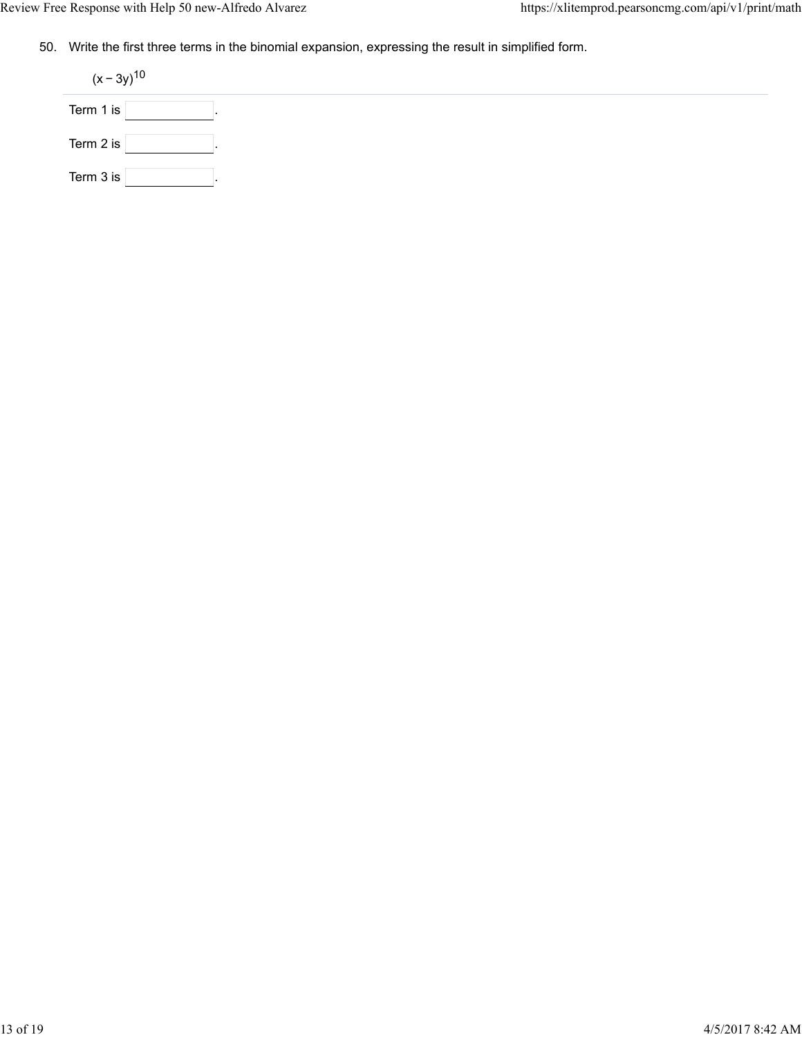50. Write the first three terms in the binomial expansion, expressing the result in simplified form.

$(x - 3y)^{10}$

Term 1 is \_\_\_\_\_\_\_\_\_\_.

Term 2 is \_\_\_\_\_\_\_\_\_\_.

Term 3 is \_\_\_\_\_\_\_\_\_\_.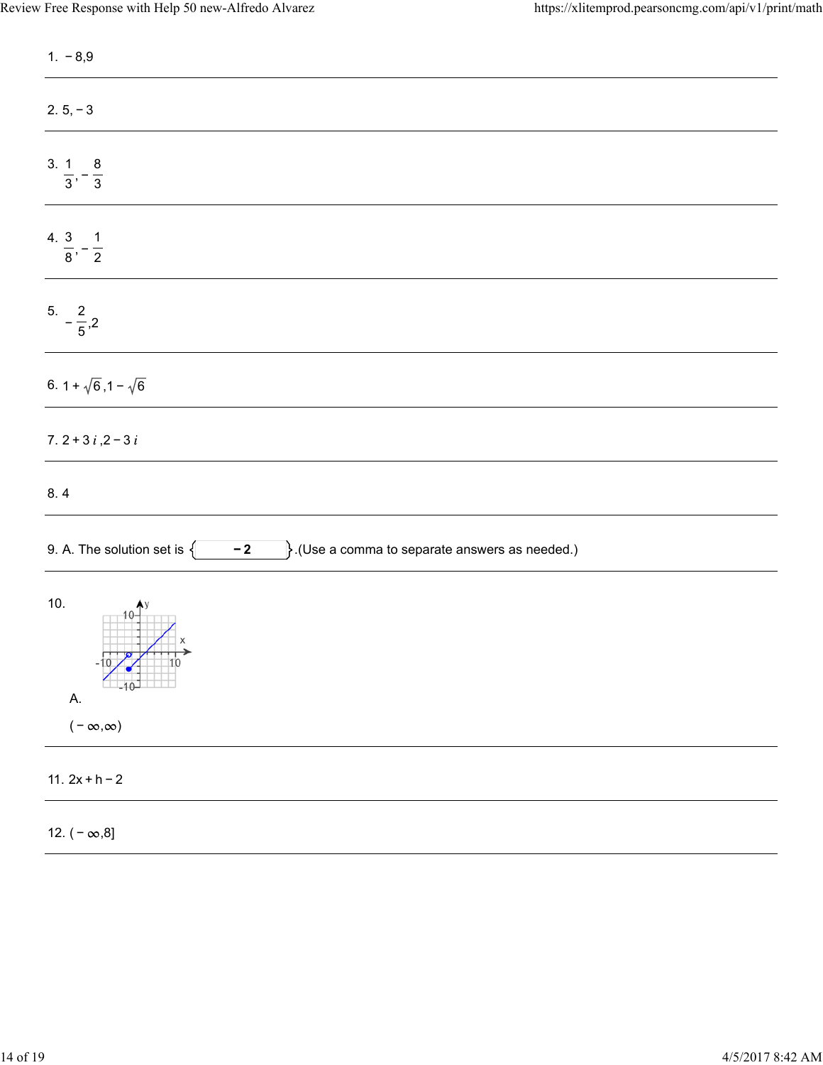1. $-8, 9$

---

2. $5, -3$

---

3. $\frac{1}{3}, -\frac{8}{3}$

---

4. $\frac{3}{8}, -\frac{1}{2}$

---

5. $-\frac{2}{5}, 2$

---

6. $1 + \sqrt{6}, 1 - \sqrt{6}$

---

7. $2 + 3i, 2 - 3i$

---

8. 4

---

9. A. The solution set is { **−2** }.(Use a comma to separate answers as needed.)

---

10.

A.

$(-\infty, \infty)$

---

11. $2x + h - 2$

---

12. $(-\infty, 8]$

---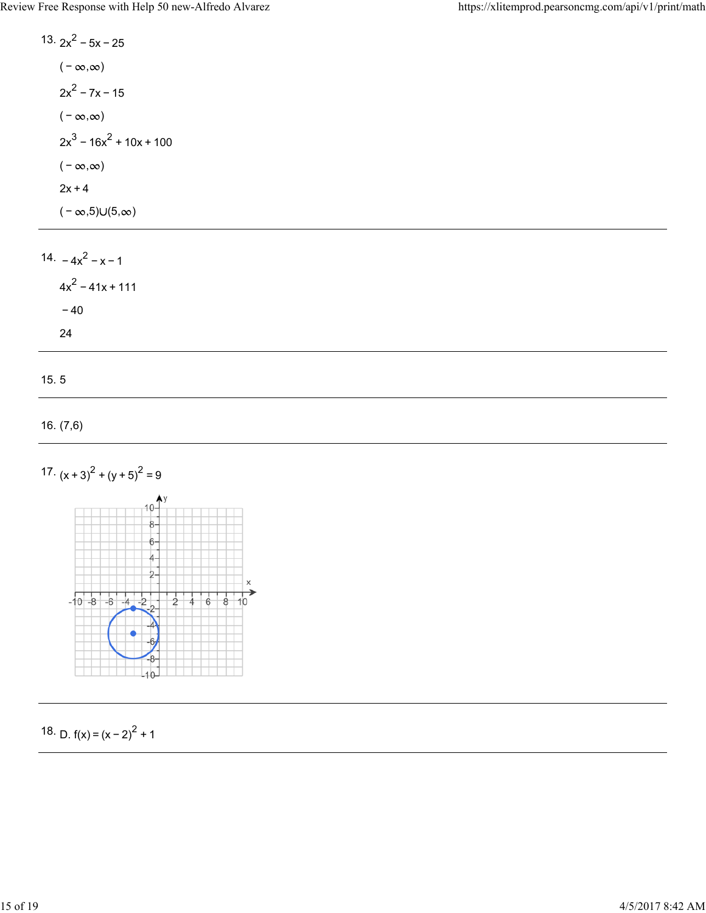13. $2x^2 - 5x - 25$

$(-\infty, \infty)$

$2x^2 - 7x - 15$

$(-\infty, \infty)$

$2x^3 - 16x^2 + 10x + 100$

$(-\infty, \infty)$

$2x + 4$

$(-\infty, 5) \cup (5, \infty)$

---

14. $-4x^2 - x - 1$

$4x^2 - 41x + 111$

$-40$

$24$

---

15. 5

---

16. (7,6)

---

17. $(x+3)^2 + (y+5)^2 = 9$

---

18. D. $f(x) = (x-2)^2 + 1$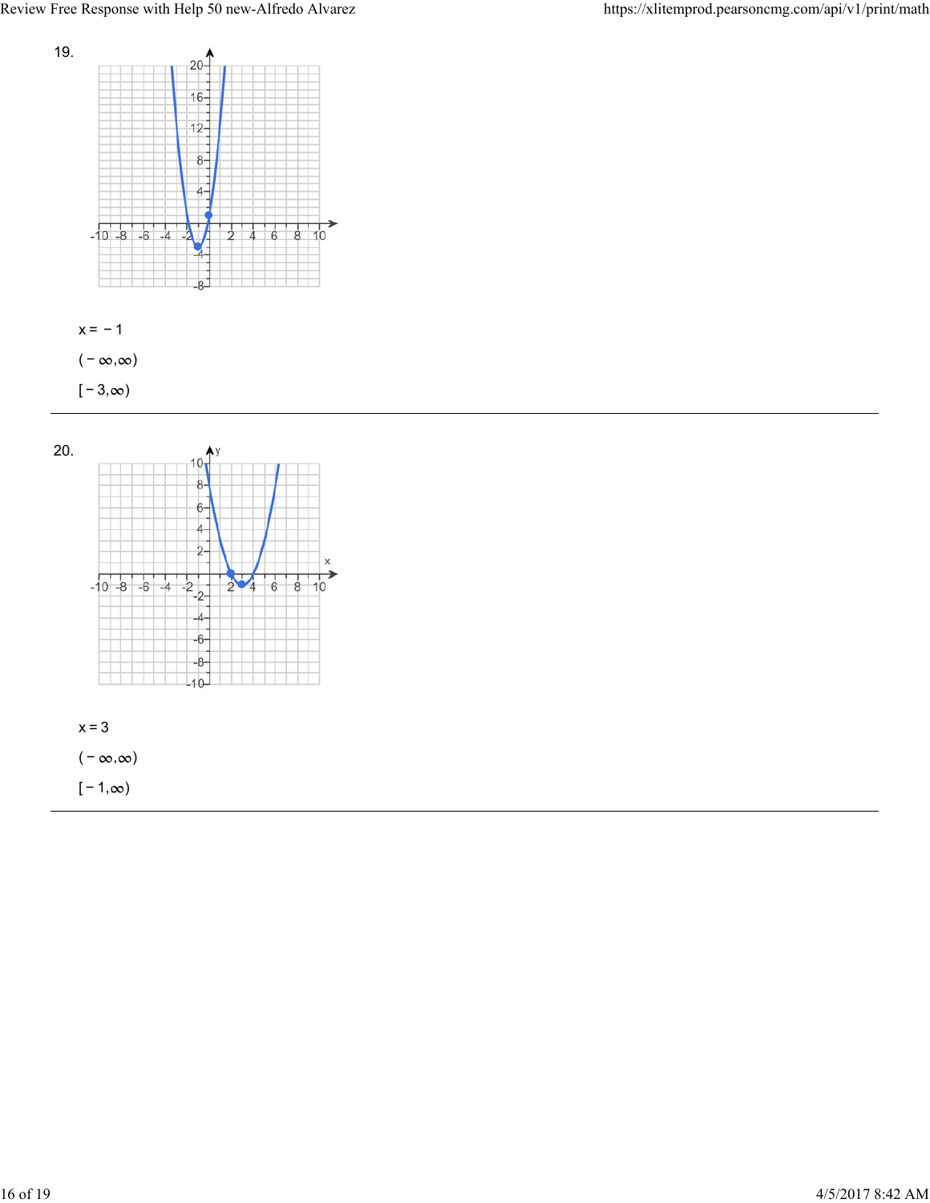19.

$x = -1$

$(-\infty,\infty)$

$[-3,\infty)$

---

20.

$x = 3$

$(-\infty,\infty)$

$[-1,\infty)$

---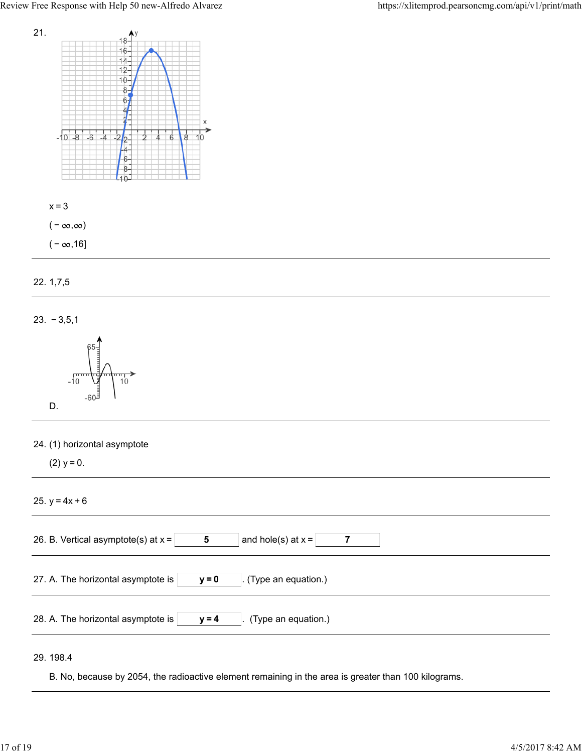21.

$x = 3$

$(-\infty,\infty)$

$(-\infty,16]$

---

22. 1,7,5

---

23. $-3,5,1$

D.

---

24. (1) horizontal asymptote

(2) $y = 0$.

---

25. $y = 4x + 6$

---

26. B. Vertical asymptote(s) at $x =$ **5** and hole(s) at $x =$ **7**

---

27. A. The horizontal asymptote is **$y = 0$**. (Type an equation.)

---

28. A. The horizontal asymptote is **$y = 4$**. (Type an equation.)

---

29. 198.4

B. No, because by 2054, the radioactive element remaining in the area is greater than 100 kilograms.

---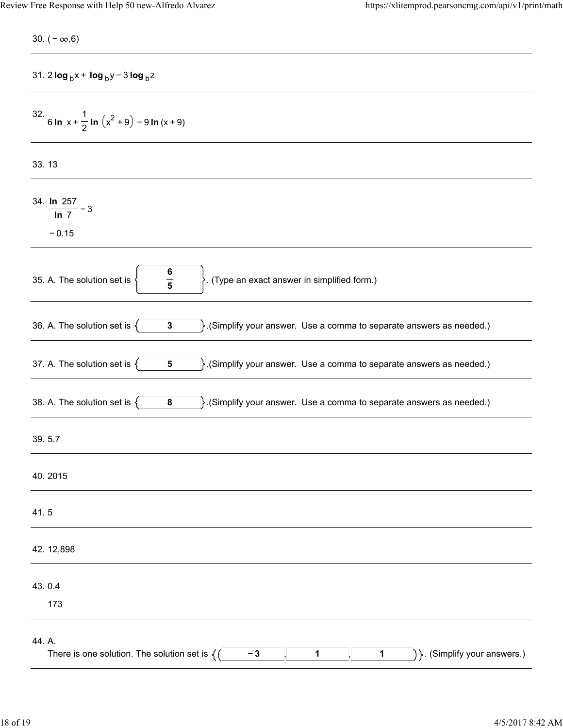30. $(-\infty, 6)$

---

31. $2 \log_b x + \log_b y - 3 \log_b z$

---

32. $6 \ln x + \frac{1}{2} \ln\left(x^2 + 9\right) - 9 \ln(x + 9)$

---

33. 13

---

34. $\frac{\ln 257}{\ln 7} - 3$

$-0.15$

---

35. A. The solution set is $\left\{ \frac{6}{5} \right\}$. (Type an exact answer in simplified form.)

---

36. A. The solution set is $\{3\}$.(Simplify your answer. Use a comma to separate answers as needed.)

---

37. A. The solution set is $\{5\}$.(Simplify your answer. Use a comma to separate answers as needed.)

---

38. A. The solution set is $\{8\}$.(Simplify your answer. Use a comma to separate answers as needed.)

---

39. 5.7

---

40. 2015

---

41. 5

---

42. 12,898

---

43. 0.4

173

---

44. A.

There is one solution. The solution set is $\{(-3, 1, 1)\}$. (Simplify your answers.)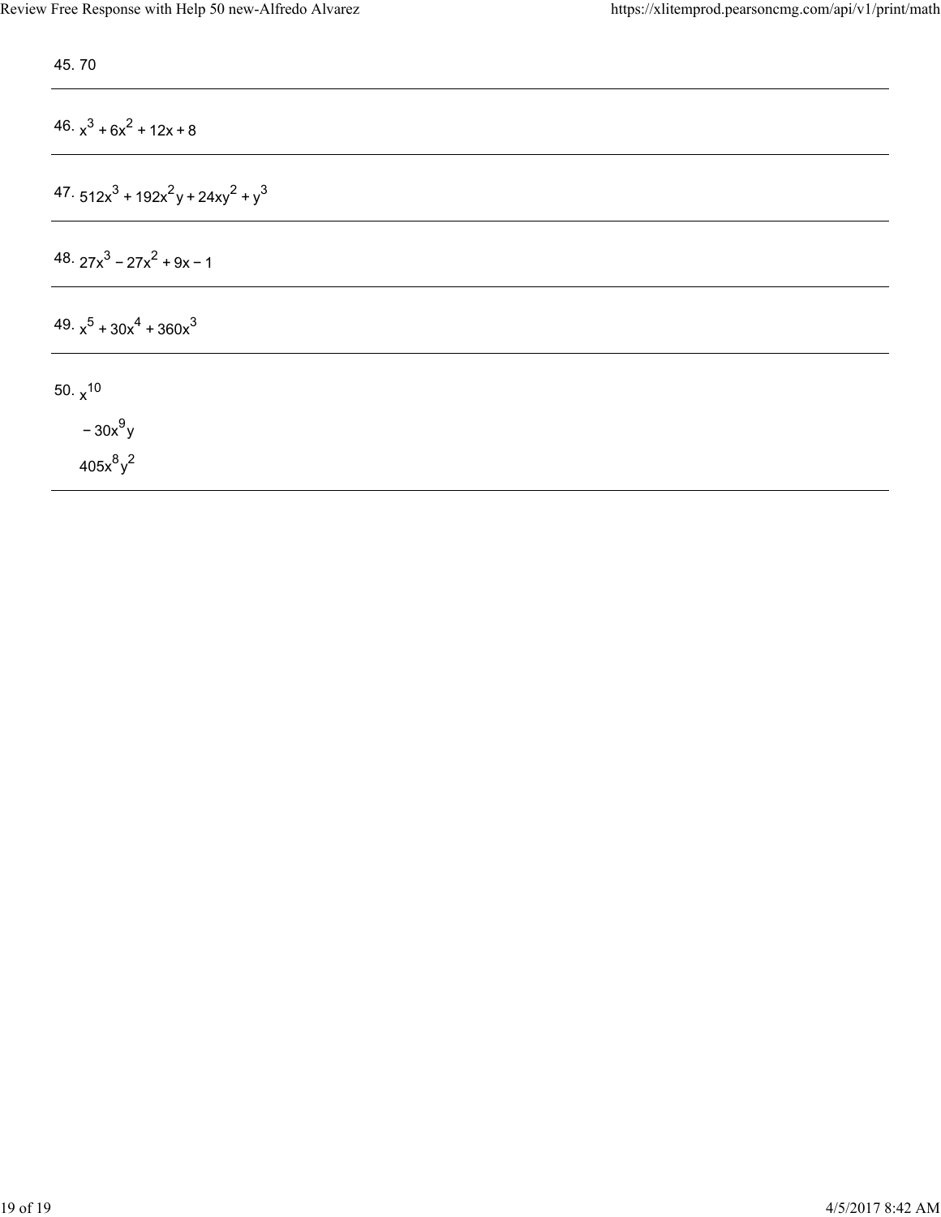45. 70

---

46. $x^3 + 6x^2 + 12x + 8$

---

47. $512x^3 + 192x^2y + 24xy^2 + y^3$

---

48. $27x^3 - 27x^2 + 9x - 1$

---

49. $x^5 + 30x^4 + 360x^3$

---

50. $x^{10}$

  $-30x^9y$

  $405x^8y^2$

---